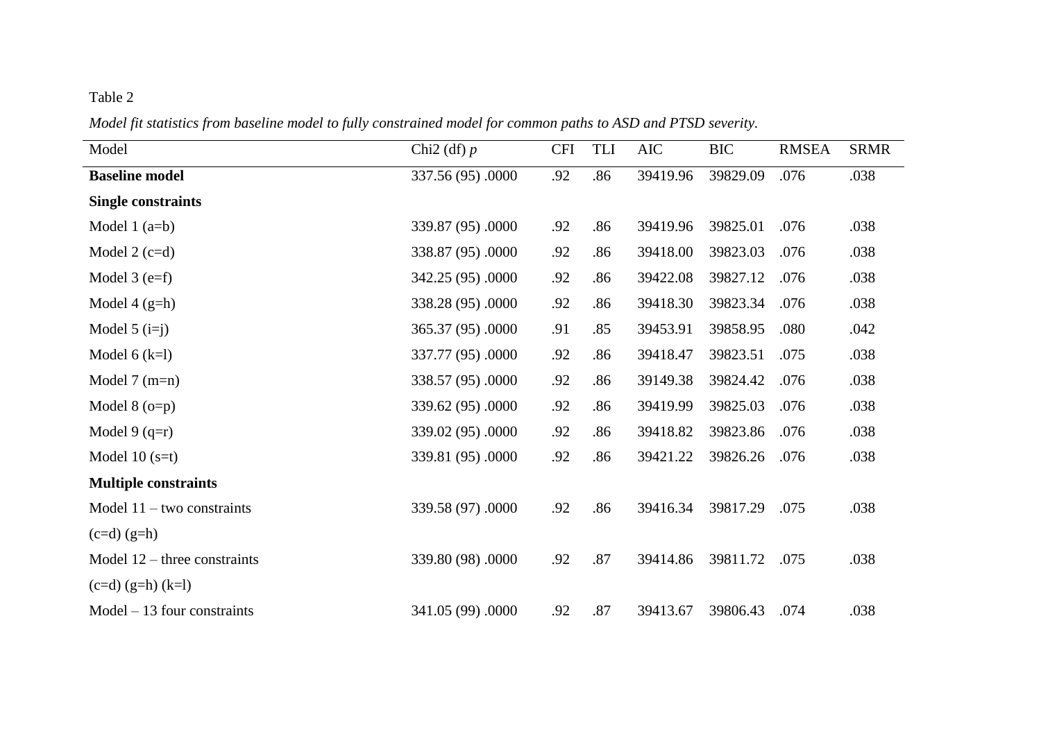Table 2

*Model fit statistics from baseline model to fully constrained model for common paths to ASD and PTSD severity.*

| Model | Chi2 (df) *p* | CFI | TLI | AIC | BIC | RMSEA | SRMR |
|---|---|---|---|---|---|---|---|
| **Baseline model** | 337.56 (95) .0000 | .92 | .86 | 39419.96 | 39829.09 | .076 | .038 |
| **Single constraints** | | | | | | | |
| Model 1 (a=b) | 339.87 (95) .0000 | .92 | .86 | 39419.96 | 39825.01 | .076 | .038 |
| Model 2 (c=d) | 338.87 (95) .0000 | .92 | .86 | 39418.00 | 39823.03 | .076 | .038 |
| Model 3 (e=f) | 342.25 (95) .0000 | .92 | .86 | 39422.08 | 39827.12 | .076 | .038 |
| Model 4 (g=h) | 338.28 (95) .0000 | .92 | .86 | 39418.30 | 39823.34 | .076 | .038 |
| Model 5 (i=j) | 365.37 (95) .0000 | .91 | .85 | 39453.91 | 39858.95 | .080 | .042 |
| Model 6 (k=l) | 337.77 (95) .0000 | .92 | .86 | 39418.47 | 39823.51 | .075 | .038 |
| Model 7 (m=n) | 338.57 (95) .0000 | .92 | .86 | 39149.38 | 39824.42 | .076 | .038 |
| Model 8 (o=p) | 339.62 (95) .0000 | .92 | .86 | 39419.99 | 39825.03 | .076 | .038 |
| Model 9 (q=r) | 339.02 (95) .0000 | .92 | .86 | 39418.82 | 39823.86 | .076 | .038 |
| Model 10 (s=t) | 339.81 (95) .0000 | .92 | .86 | 39421.22 | 39826.26 | .076 | .038 |
| **Multiple constraints** | | | | | | | |
| Model 11 – two constraints (c=d) (g=h) | 339.58 (97) .0000 | .92 | .86 | 39416.34 | 39817.29 | .075 | .038 |
| Model 12 – three constraints (c=d) (g=h) (k=l) | 339.80 (98) .0000 | .92 | .87 | 39414.86 | 39811.72 | .075 | .038 |
| Model – 13 four constraints | 341.05 (99) .0000 | .92 | .87 | 39413.67 | 39806.43 | .074 | .038 |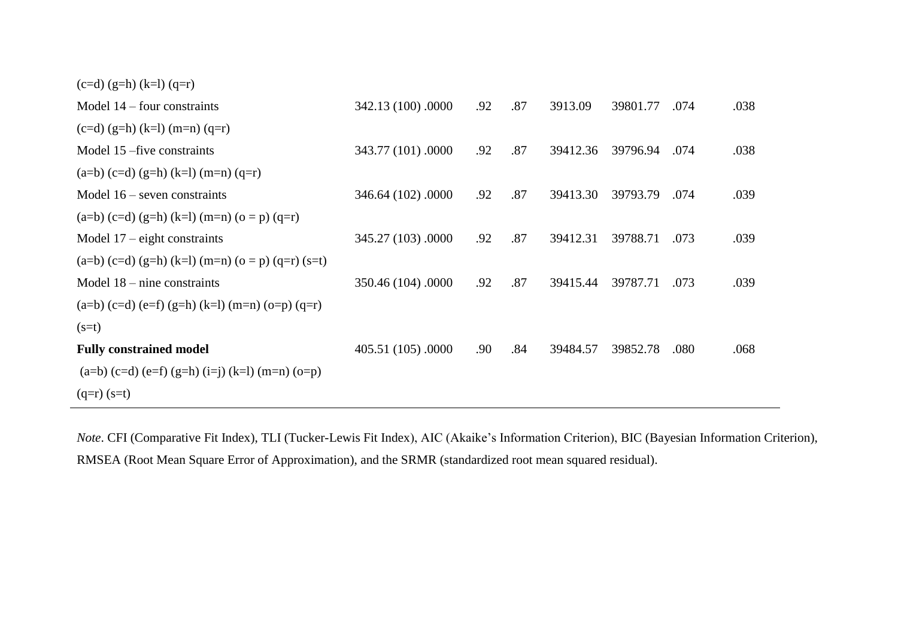| | | | | | | | |
|---|---|---|---|---|---|---|---|
| (c=d) (g=h) (k=l) (q=r) | | | | | | | |
| Model 14 – four constraints | 342.13 (100) .0000 | .92 | .87 | 3913.09 | 39801.77 | .074 | .038 |
| (c=d) (g=h) (k=l) (m=n) (q=r) | | | | | | | |
| Model 15 –five constraints | 343.77 (101) .0000 | .92 | .87 | 39412.36 | 39796.94 | .074 | .038 |
| (a=b) (c=d) (g=h) (k=l) (m=n) (q=r) | | | | | | | |
| Model 16 – seven constraints | 346.64 (102) .0000 | .92 | .87 | 39413.30 | 39793.79 | .074 | .039 |
| (a=b) (c=d) (g=h) (k=l) (m=n) (o = p) (q=r) | | | | | | | |
| Model 17 – eight constraints | 345.27 (103) .0000 | .92 | .87 | 39412.31 | 39788.71 | .073 | .039 |
| (a=b) (c=d) (g=h) (k=l) (m=n) (o = p) (q=r) (s=t) | | | | | | | |
| Model 18 – nine constraints | 350.46 (104) .0000 | .92 | .87 | 39415.44 | 39787.71 | .073 | .039 |
| (a=b) (c=d) (e=f) (g=h) (k=l) (m=n) (o=p) (q=r) (s=t) | | | | | | | |
| **Fully constrained model** | 405.51 (105) .0000 | .90 | .84 | 39484.57 | 39852.78 | .080 | .068 |
| (a=b) (c=d) (e=f) (g=h) (i=j) (k=l) (m=n) (o=p) (q=r) (s=t) | | | | | | | |

*Note*. CFI (Comparative Fit Index), TLI (Tucker-Lewis Fit Index), AIC (Akaike's Information Criterion), BIC (Bayesian Information Criterion), RMSEA (Root Mean Square Error of Approximation), and the SRMR (standardized root mean squared residual).